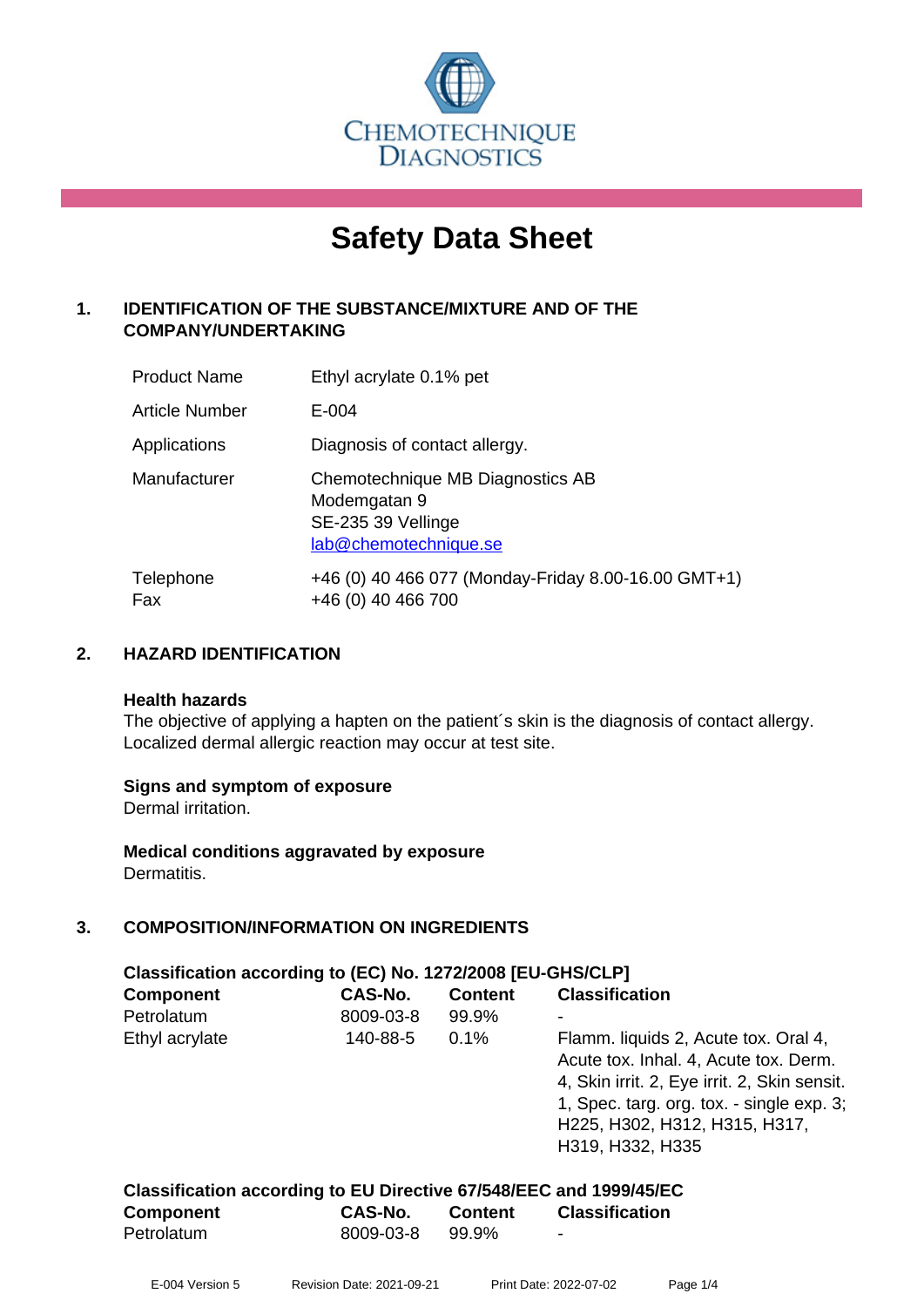CHEMOTECHNIQUE DIAGNOSTICS

# Safety Data Sheet

## 1. IDENTIFICATION OF THE SUBSTANCE/MIXTURE AND OF THE COMPANY/UNDERTAKING

| | |
|---|---|
| Product Name | Ethyl acrylate 0.1% pet |
| Article Number | E-004 |
| Applications | Diagnosis of contact allergy. |
| Manufacturer | Chemotechnique MB Diagnostics AB<br>Modemgatan 9<br>SE-235 39 Vellinge<br>lab@chemotechnique.se |
| Telephone<br>Fax | +46 (0) 40 466 077 (Monday-Friday 8.00-16.00 GMT+1)<br>+46 (0) 40 466 700 |

## 2. HAZARD IDENTIFICATION

**Health hazards**

The objective of applying a hapten on the patient´s skin is the diagnosis of contact allergy. Localized dermal allergic reaction may occur at test site.

**Signs and symptom of exposure**

Dermal irritation.

**Medical conditions aggravated by exposure**

Dermatitis.

## 3. COMPOSITION/INFORMATION ON INGREDIENTS

**Classification according to (EC) No. 1272/2008 [EU-GHS/CLP]**

| Component | CAS-No. | Content | Classification |
|---|---|---|---|
| Petrolatum | 8009-03-8 | 99.9% | - |
| Ethyl acrylate | 140-88-5 | 0.1% | Flamm. liquids 2, Acute tox. Oral 4, Acute tox. Inhal. 4, Acute tox. Derm. 4, Skin irrit. 2, Eye irrit. 2, Skin sensit. 1, Spec. targ. org. tox. - single exp. 3; H225, H302, H312, H315, H317, H319, H332, H335 |

**Classification according to EU Directive 67/548/EEC and 1999/45/EC**

| Component | CAS-No. | Content | Classification |
|---|---|---|---|
| Petrolatum | 8009-03-8 | 99.9% | - |

E-004 Version 5    Revision Date: 2021-09-21    Print Date: 2022-07-02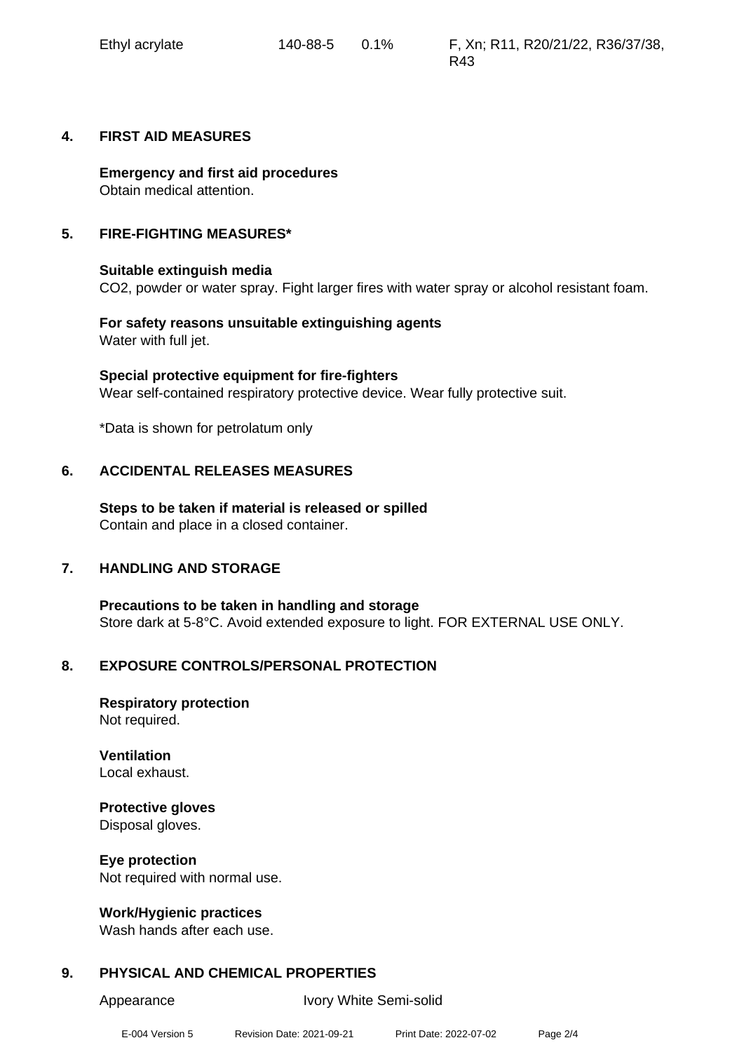| Ethyl acrylate | 140-88-5 | 0.1% | F, Xn; R11, R20/21/22, R36/37/38, R43 |
|---|---|---|---|

## 4. FIRST AID MEASURES

**Emergency and first aid procedures**
Obtain medical attention.

## 5. FIRE-FIGHTING MEASURES*

**Suitable extinguish media**
$CO_2$, powder or water spray. Fight larger fires with water spray or alcohol resistant foam.

**For safety reasons unsuitable extinguishing agents**
Water with full jet.

**Special protective equipment for fire-fighters**
Wear self-contained respiratory protective device. Wear fully protective suit.

*Data is shown for petrolatum only

## 6. ACCIDENTAL RELEASES MEASURES

**Steps to be taken if material is released or spilled**
Contain and place in a closed container.

## 7. HANDLING AND STORAGE

**Precautions to be taken in handling and storage**
Store dark at 5-8°C. Avoid extended exposure to light. FOR EXTERNAL USE ONLY.

## 8. EXPOSURE CONTROLS/PERSONAL PROTECTION

**Respiratory protection**
Not required.

**Ventilation**
Local exhaust.

**Protective gloves**
Disposal gloves.

**Eye protection**
Not required with normal use.

**Work/Hygienic practices**
Wash hands after each use.

## 9. PHYSICAL AND CHEMICAL PROPERTIES

| Appearance | Ivory White Semi-solid |
|---|---|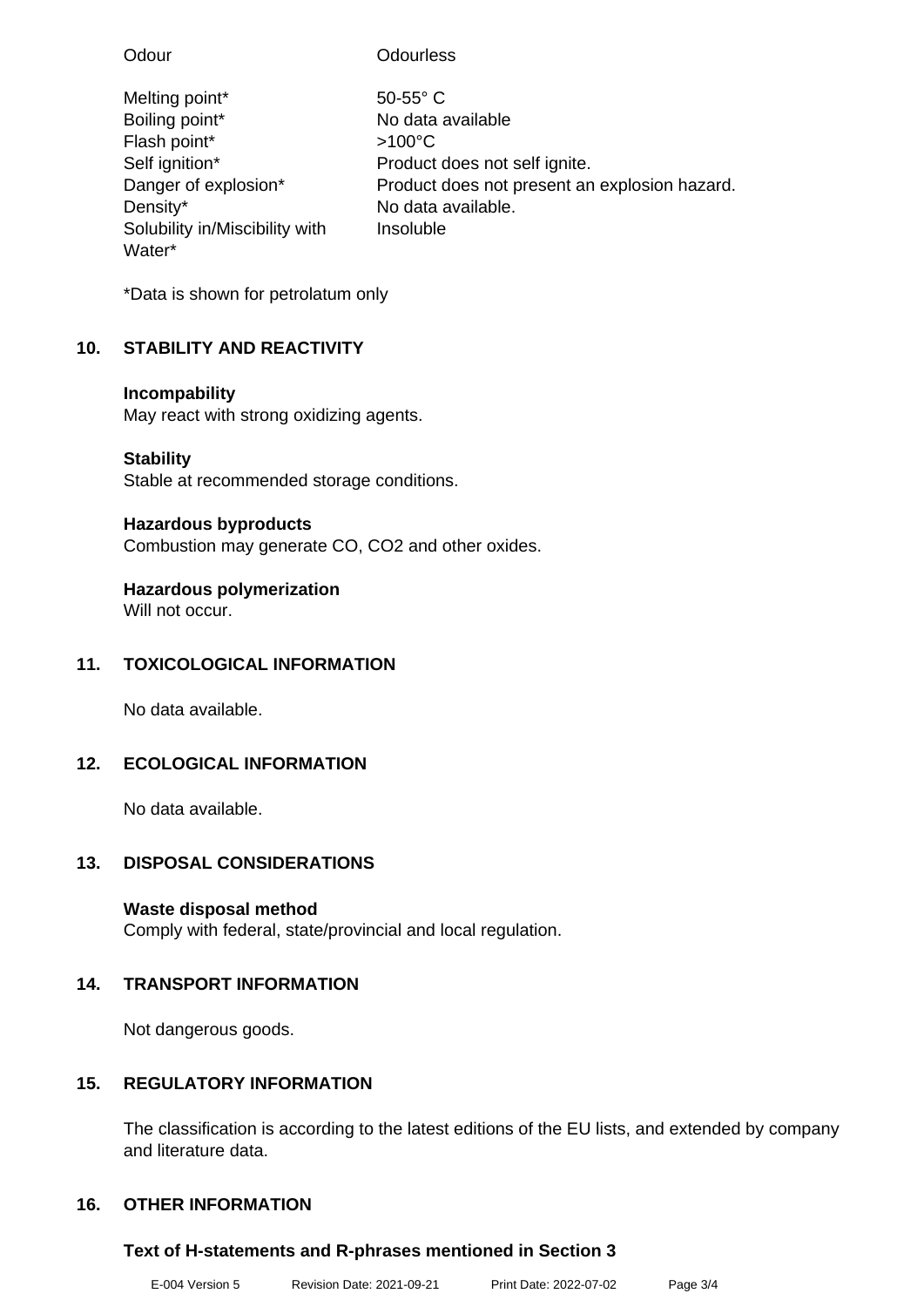| | |
|---|---|
| Odour | Odourless |
| Melting point* | 50-55° C |
| Boiling point* | No data available |
| Flash point* | >100°C |
| Self ignition* | Product does not self ignite. |
| Danger of explosion* | Product does not present an explosion hazard. |
| Density* | No data available. |
| Solubility in/Miscibility with Water* | Insoluble |

*Data is shown for petrolatum only

## 10. STABILITY AND REACTIVITY

**Incompability**
May react with strong oxidizing agents.

**Stability**
Stable at recommended storage conditions.

**Hazardous byproducts**
Combustion may generate CO, $CO_2$ and other oxides.

**Hazardous polymerization**
Will not occur.

## 11. TOXICOLOGICAL INFORMATION

No data available.

## 12. ECOLOGICAL INFORMATION

No data available.

## 13. DISPOSAL CONSIDERATIONS

**Waste disposal method**
Comply with federal, state/provincial and local regulation.

## 14. TRANSPORT INFORMATION

Not dangerous goods.

## 15. REGULATORY INFORMATION

The classification is according to the latest editions of the EU lists, and extended by company and literature data.

## 16. OTHER INFORMATION

**Text of H-statements and R-phrases mentioned in Section 3**

E-004 Version 5 Revision Date: 2021-09-21 Print Date: 2022-07-02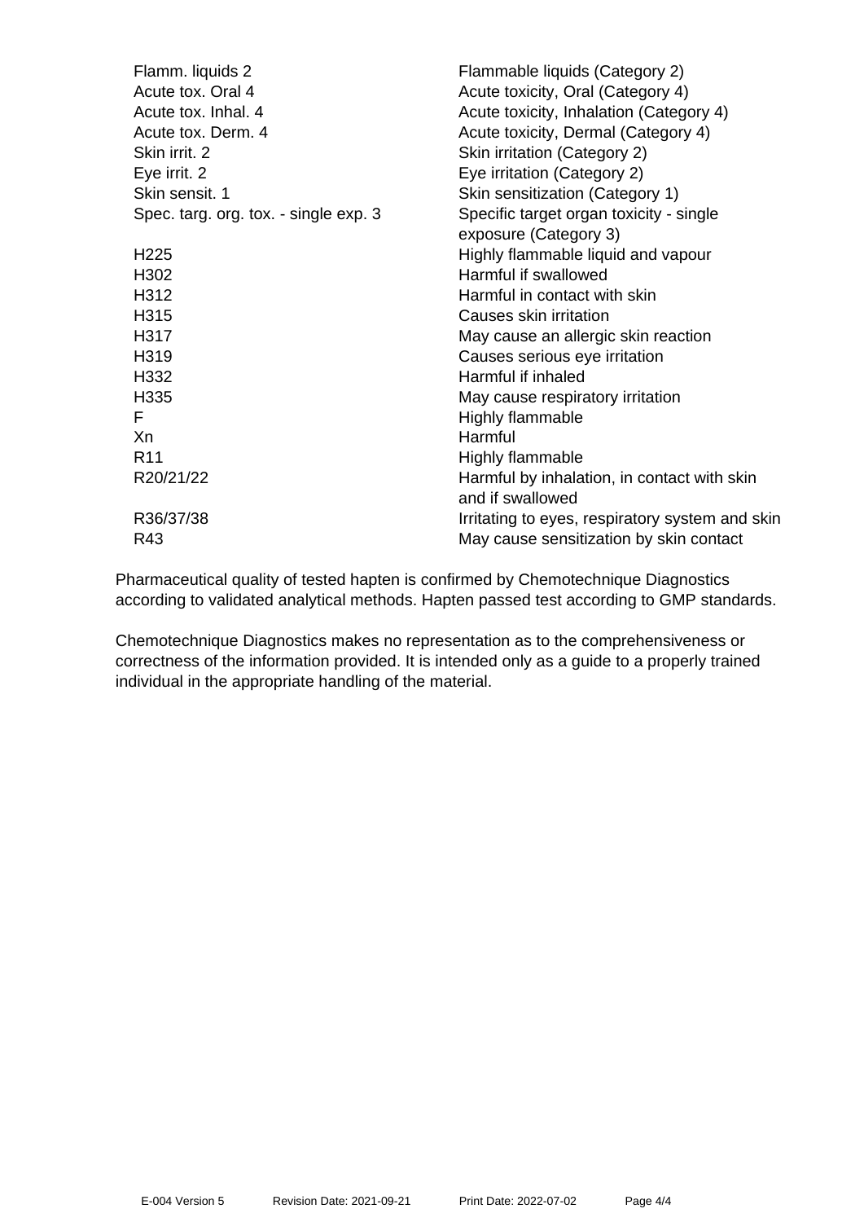| | |
|---|---|
| Flamm. liquids 2 | Flammable liquids (Category 2) |
| Acute tox. Oral 4 | Acute toxicity, Oral (Category 4) |
| Acute tox. Inhal. 4 | Acute toxicity, Inhalation (Category 4) |
| Acute tox. Derm. 4 | Acute toxicity, Dermal (Category 4) |
| Skin irrit. 2 | Skin irritation (Category 2) |
| Eye irrit. 2 | Eye irritation (Category 2) |
| Skin sensit. 1 | Skin sensitization (Category 1) |
| Spec. targ. org. tox. - single exp. 3 | Specific target organ toxicity - single exposure (Category 3) |
| H225 | Highly flammable liquid and vapour |
| H302 | Harmful if swallowed |
| H312 | Harmful in contact with skin |
| H315 | Causes skin irritation |
| H317 | May cause an allergic skin reaction |
| H319 | Causes serious eye irritation |
| H332 | Harmful if inhaled |
| H335 | May cause respiratory irritation |
| F | Highly flammable |
| Xn | Harmful |
| R11 | Highly flammable |
| R20/21/22 | Harmful by inhalation, in contact with skin and if swallowed |
| R36/37/38 | Irritating to eyes, respiratory system and skin |
| R43 | May cause sensitization by skin contact |

Pharmaceutical quality of tested hapten is confirmed by Chemotechnique Diagnostics according to validated analytical methods. Hapten passed test according to GMP standards.

Chemotechnique Diagnostics makes no representation as to the comprehensiveness or correctness of the information provided. It is intended only as a guide to a properly trained individual in the appropriate handling of the material.